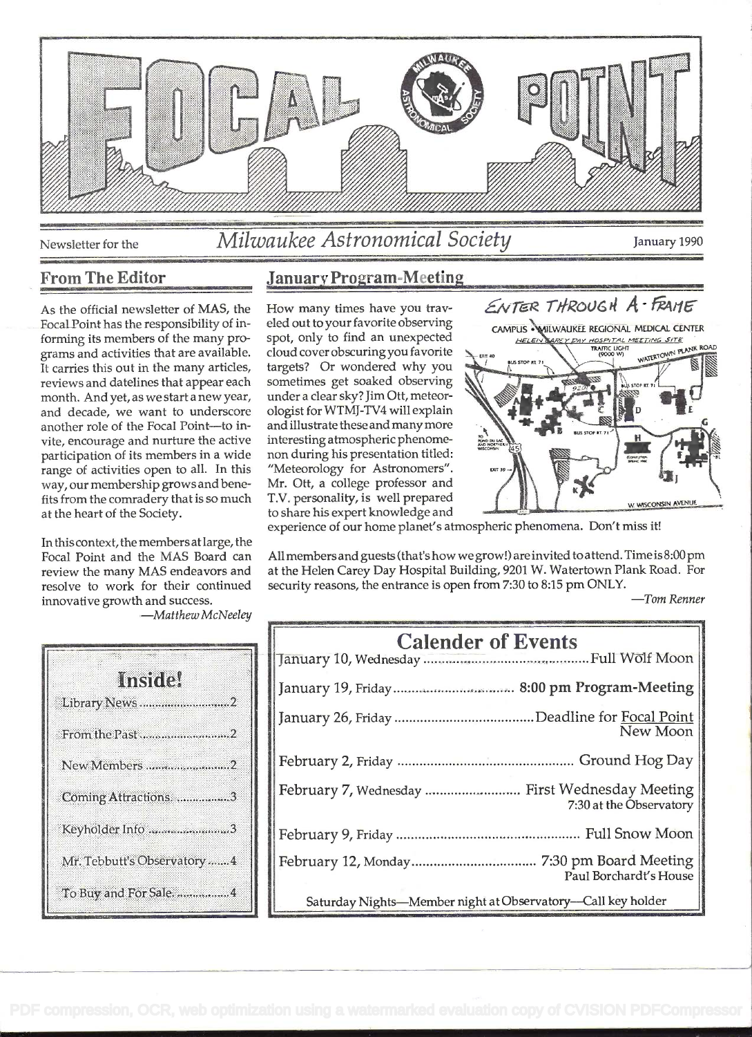# FOCAL POINT

Newsletter for the *Milwaukee Astronomical Society* January 1990

## From The Editor

As the official newsletter of MAS, the Focal Point has the responsibility of informing its members of the many programs and activities that are available. It carries this out in the many articles, reviews and datelines that appear each month. And yet, as we start a new year, and decade, we want to underscore another role of the Focal Point—to invite, encourage and nurture the active participation of its members in a wide range of activities open to all. In this way, our membership grows and benefits from the comradery that is so much at the heart of the Society.

In this context, the members at large, the Focal Point and the MAS Board can review the many MAS endeavors and resolve to work for their continued innovative growth and success.

*—Matthew McNeeley*

## Inside!

- Library News ........ 2
- From the Past ........ 2
- New Members ........ 2
- Coming Attractions ........ 3
- Keyholder Info ........ 3
- Mr. Tebbutt's Observatory ........ 4
- To Buy and For Sale ........ 4

## January Program-Meeting

How many times have you traveled out to your favorite observing spot, only to find an unexpected cloud cover obscuring you favorite targets? Or wondered why you sometimes get soaked observing under a clear sky? Jim Ott, meteorologist for WTMJ-TV4 will explain and illustrate these and many more interesting atmospheric phenomenon during his presentation titled: "Meteorology for Astronomers". Mr. Ott, a college professor and T.V. personality, is well prepared to share his expert knowledge and experience of our home planet's atmospheric phenomena. Don't miss it!

ENTER THROUGH A-FRAME

CAMPUS • MILWAUKEE REGIONAL MEDICAL CENTER
HELEN CAREY DAY HOSPITAL MEETING SITE

All members and guests (that's how we grow!) are invited to attend. Time is 8:00 pm at the Helen Carey Day Hospital Building, 9201 W. Watertown Plank Road. For security reasons, the entrance is open from 7:30 to 8:15 pm ONLY.

*—Tom Renner*

## Calender of Events

| | |
|---|---|
| January 10, Wednesday | Full Wolf Moon |
| January 19, Friday | **8:00 pm Program-Meeting** |
| January 26, Friday | Deadline for Focal Point<br>New Moon |
| February 2, Friday | Ground Hog Day |
| February 7, Wednesday | First Wednesday Meeting<br>7:30 at the Observatory |
| February 9, Friday | Full Snow Moon |
| February 12, Monday | 7:30 pm Board Meeting<br>Paul Borchardt's House |

Saturday Nights—Member night at Observatory—Call key holder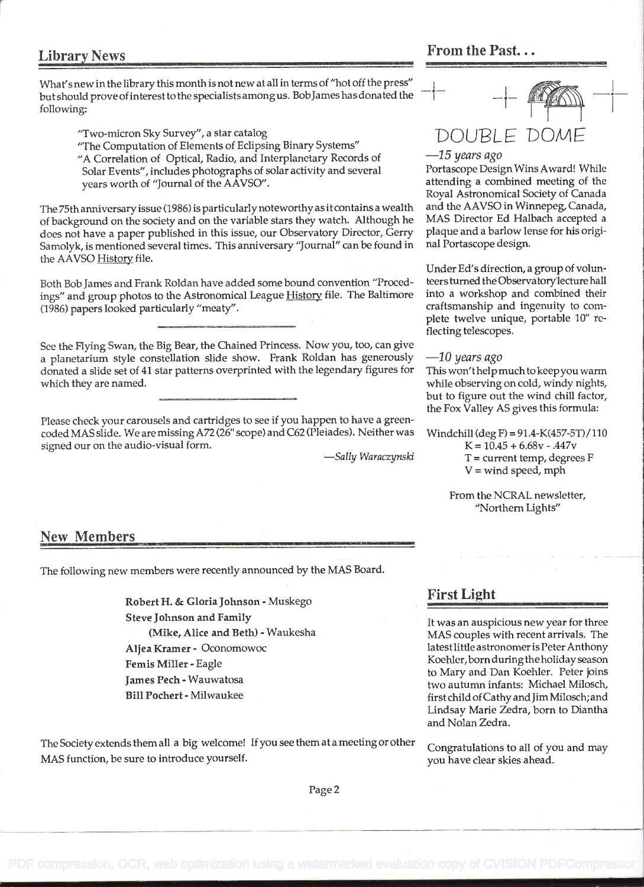## Library News

What's new in the library this month is not new at all in terms of "hot off the press" but should prove of interest to the specialists among us. Bob James has donated the following:

> "Two-micron Sky Survey", a star catalog
> "The Computation of Elements of Eclipsing Binary Systems"
> "A Correlation of Optical, Radio, and Interplanetary Records of Solar Events", includes photographs of solar activity and several years worth of "Journal of the AAVSO".

The 75th anniversary issue (1986) is particularly noteworthy as it contains a wealth of background on the society and on the variable stars they watch. Although he does not have a paper published in this issue, our Observatory Director, Gerry Samolyk, is mentioned several times. This anniversary "Journal" can be found in the AAVSO History file.

Both Bob James and Frank Roldan have added some bound convention "Proceedings" and group photos to the Astronomical League History file. The Baltimore (1986) papers looked particularly "meaty".

---

See the Flying Swan, the Big Bear, the Chained Princess. Now you, too, can give a planetarium style constellation slide show. Frank Roldan has generously donated a slide set of 41 star patterns overprinted with the legendary figures for which they are named.

---

Please check your carousels and cartridges to see if you happen to have a green-coded MAS slide. We are missing A72 (26" scope) and C62 (Pleiades). Neither was signed our on the audio-visual form.

*—Sally Waraczynski*

## From the Past...

DOUBLE DOME

*—15 years ago*

Portascope Design Wins Award! While attending a combined meeting of the Royal Astronomical Society of Canada and the AAVSO in Winnepeg, Canada, MAS Director Ed Halbach accepted a plaque and a barlow lense for his original Portascope design.

Under Ed's direction, a group of volunteers turned the Observatory lecture hall into a workshop and combined their craftsmanship and ingenuity to complete twelve unique, portable 10" reflecting telescopes.

*—10 years ago*

This won't help much to keep you warm while observing on cold, windy nights, but to figure out the wind chill factor, the Fox Valley AS gives this formula:

Windchill (deg F) = 91.4-K(457-5T)/110
K = 10.45 + 6.68v - .447v
T = current temp, degrees F
V = wind speed, mph

From the NCRAL newsletter, "Northern Lights"

## New Members

The following new members were recently announced by the MAS Board.

**Robert H. & Gloria Johnson** - Muskego
**Steve Johnson and Family**
**(Mike, Alice and Beth)** - Waukesha
**Aljea Kramer** - Oconomowoc
**Femis Miller** - Eagle
**James Pech** - Wauwatosa
**Bill Pochert** - Milwaukee

The Society extends them all a big welcome! If you see them at a meeting or other MAS function, be sure to introduce yourself.

## First Light

It was an auspicious new year for three MAS couples with recent arrivals. The latest little astronomer is Peter Anthony Koehler, born during the holiday season to Mary and Dan Koehler. Peter joins two autumn infants: Michael Milosch, first child of Cathy and Jim Milosch; and Lindsay Marie Zedra, born to Diantha and Nolan Zedra.

Congratulations to all of you and may you have clear skies ahead.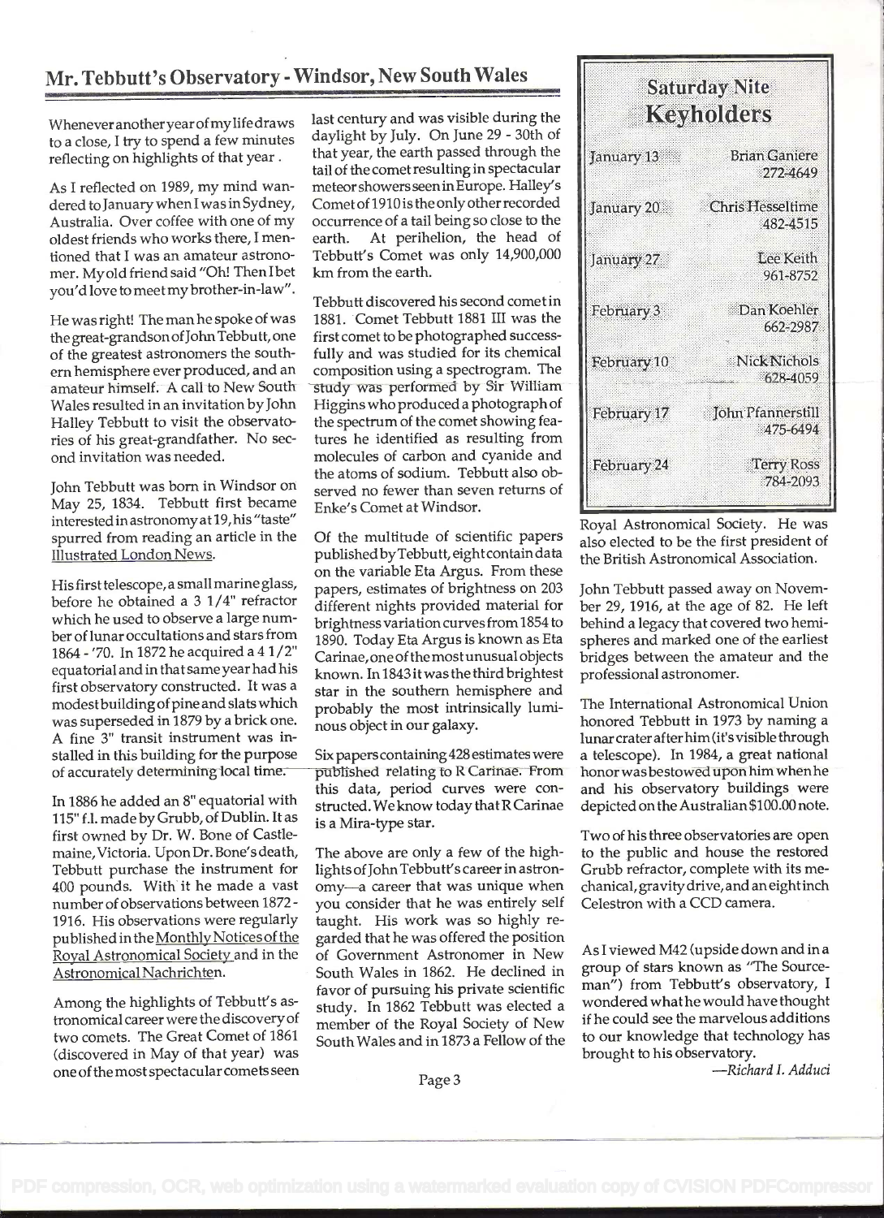## Mr. Tebbutt's Observatory - Windsor, New South Wales

Whenever another year of my life draws to a close, I try to spend a few minutes reflecting on highlights of that year.

As I reflected on 1989, my mind wandered to January when I was in Sydney, Australia. Over coffee with one of my oldest friends who works there, I mentioned that I was an amateur astronomer. My old friend said "Oh! Then I bet you'd love to meet my brother-in-law".

He was right! The man he spoke of was the great-grandson of John Tebbutt, one of the greatest astronomers the southern hemisphere ever produced, and an amateur himself. A call to New South Wales resulted in an invitation by John Halley Tebbutt to visit the observatories of his great-grandfather. No second invitation was needed.

John Tebbutt was born in Windsor on May 25, 1834. Tebbutt first became interested in astronomy at 19, his "taste" spurred from reading an article in the Illustrated London News.

His first telescope, a small marine glass, before he obtained a 3 1/4" refractor which he used to observe a large number of lunar occultations and stars from 1864 - '70. In 1872 he acquired a 4 1/2" equatorial and in that same year had his first observatory constructed. It was a modest building of pine and slats which was superseded in 1879 by a brick one. A fine 3" transit instrument was installed in this building for the purpose of accurately determining local time.

In 1886 he added an 8" equatorial with 115" f.l. made by Grubb, of Dublin. It as first owned by Dr. W. Bone of Castlemaine, Victoria. Upon Dr. Bone's death, Tebbutt purchase the instrument for 400 pounds. With it he made a vast number of observations between 1872 - 1916. His observations were regularly published in the Monthly Notices of the Royal Astronomical Society and in the Astronomical Nachrichten.

Among the highlights of Tebbutt's astronomical career were the discovery of two comets. The Great Comet of 1861 (discovered in May of that year) was one of the most spectacular comets seen last century and was visible during the daylight by July. On June 29 - 30th of that year, the earth passed through the tail of the comet resulting in spectacular meteor showers seen in Europe. Halley's Comet of 1910 is the only other recorded occurrence of a tail being so close to the earth. At perihelion, the head of Tebbutt's Comet was only 14,900,000 km from the earth.

Tebbutt discovered his second comet in 1881. Comet Tebbutt 1881 III was the first comet to be photographed successfully and was studied for its chemical composition using a spectrogram. The study was performed by Sir William Higgins who produced a photograph of the spectrum of the comet showing features he identified as resulting from molecules of carbon and cyanide and the atoms of sodium. Tebbutt also observed no fewer than seven returns of Enke's Comet at Windsor.

Of the multitude of scientific papers published by Tebbutt, eight contain data on the variable Eta Argus. From these papers, estimates of brightness on 203 different nights provided material for brightness variation curves from 1854 to 1890. Today Eta Argus is known as Eta Carinae, one of the most unusual objects known. In 1843 it was the third brightest star in the southern hemisphere and probably the most intrinsically luminous object in our galaxy.

Six papers containing 428 estimates were published relating to R Carinae. From this data, period curves were constructed. We know today that R Carinae is a Mira-type star.

The above are only a few of the highlights of John Tebbutt's career in astronomy—a career that was unique when you consider that he was entirely self taught. His work was so highly regarded that he was offered the position of Government Astronomer in New South Wales in 1862. He declined in favor of pursuing his private scientific study. In 1862 Tebbutt was elected a member of the Royal Society of New South Wales and in 1873 a Fellow of the Royal Astronomical Society. He was also elected to be the first president of the British Astronomical Association.

John Tebbutt passed away on November 29, 1916, at the age of 82. He left behind a legacy that covered two hemispheres and marked one of the earliest bridges between the amateur and the professional astronomer.

The International Astronomical Union honored Tebbutt in 1973 by naming a lunar crater after him (it's visible through a telescope). In 1984, a great national honor was bestowed upon him when he and his observatory buildings were depicted on the Australian $100.00 note.

Two of his three observatories are open to the public and house the restored Grubb refractor, complete with its mechanical, gravity drive, and an eight inch Celestron with a CCD camera.

As I viewed M42 (upside down and in a group of stars known as "The Sourceman") from Tebbutt's observatory, I wondered what he would have thought if he could see the marvelous additions to our knowledge that technology has brought to his observatory.

*—Richard I. Adduci*

## Saturday Nite Keyholders

| Date | Keyholder |
|---|---|
| January 13 | Brian Ganiere 272-4649 |
| January 20 | Chris Hesseltime 482-4515 |
| January 27 | Lee Keith 961-8752 |
| February 3 | Dan Koehler 662-2987 |
| February 10 | Nick Nichols 628-4059 |
| February 17 | John Pfannerstill 475-6494 |
| February 24 | Terry Ross 784-2093 |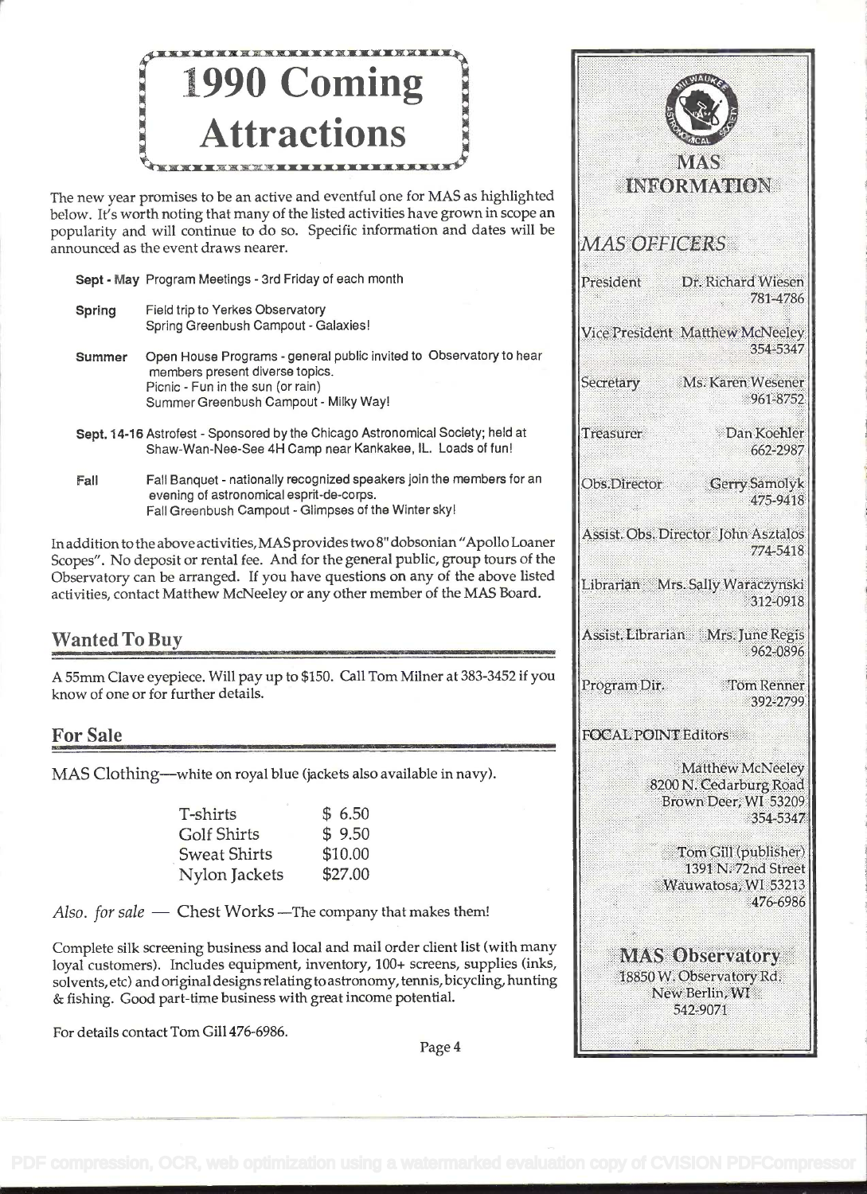# 1990 Coming Attractions

The new year promises to be an active and eventful one for MAS as highlighted below. It's worth noting that many of the listed activities have grown in scope an popularity and will continue to do so. Specific information and dates will be announced as the event draws nearer.

| | |
|---|---|
| **Sept - May** | Program Meetings - 3rd Friday of each month |
| **Spring** | Field trip to Yerkes Observatory<br>Spring Greenbush Campout - Galaxies! |
| **Summer** | Open House Programs - general public invited to Observatory to hear members present diverse topics.<br>Picnic - Fun in the sun (or rain)<br>Summer Greenbush Campout - Milky Way! |
| **Sept. 14-16** | Astrofest - Sponsored by the Chicago Astronomical Society; held at Shaw-Wan-Nee-See 4H Camp near Kankakee, IL. Loads of fun! |
| **Fall** | Fall Banquet - nationally recognized speakers join the members for an evening of astronomical esprit-de-corps.<br>Fall Greenbush Campout - Glimpses of the Winter sky! |

In addition to the above activities, MAS provides two 8" dobsonian "Apollo Loaner Scopes". No deposit or rental fee. And for the general public, group tours of the Observatory can be arranged. If you have questions on any of the above listed activities, contact Matthew McNeeley or any other member of the MAS Board.

## Wanted To Buy

A 55mm Clave eyepiece. Will pay up to $150. Call Tom Milner at 383-3452 if you know of one or for further details.

## For Sale

MAS Clothing—white on royal blue (jackets also available in navy).

| | |
|---|---|
| T-shirts | $ 6.50 |
| Golf Shirts | $ 9.50 |
| Sweat Shirts | $10.00 |
| Nylon Jackets | $27.00 |

*Also. for sale* — Chest Works —The company that makes them!

Complete silk screening business and local and mail order client list (with many loyal customers). Includes equipment, inventory, 100+ screens, supplies (inks, solvents, etc) and original designs relating to astronomy, tennis, bicycling, hunting & fishing. Good part-time business with great income potential.

For details contact Tom Gill 476-6986.

## MAS INFORMATION

### MAS OFFICERS

| | |
|---|---|
| President | Dr. Richard Wiesen<br>781-4786 |
| Vice President | Matthew McNeeley<br>354-5347 |
| Secretary | Ms. Karen Wesener<br>961-8752 |
| Treasurer | Dan Koehler<br>662-2987 |
| Obs. Director | Gerry Samolyk<br>475-9418 |
| Assist. Obs. Director | John Asztalos<br>774-5418 |
| Librarian | Mrs. Sally Waraczynski<br>312-0918 |
| Assist. Librarian | Mrs. June Regis<br>962-0896 |
| Program Dir. | Tom Renner<br>392-2799 |

### FOCAL POINT Editors

Matthew McNeeley
8200 N. Cedarburg Road
Brown Deer, WI 53209
354-5347

Tom Gill (publisher)
1391 N. 72nd Street
Wauwatosa, WI 53213
476-6986

### MAS Observatory

18850 W. Observatory Rd.
New Berlin, WI
542-9071